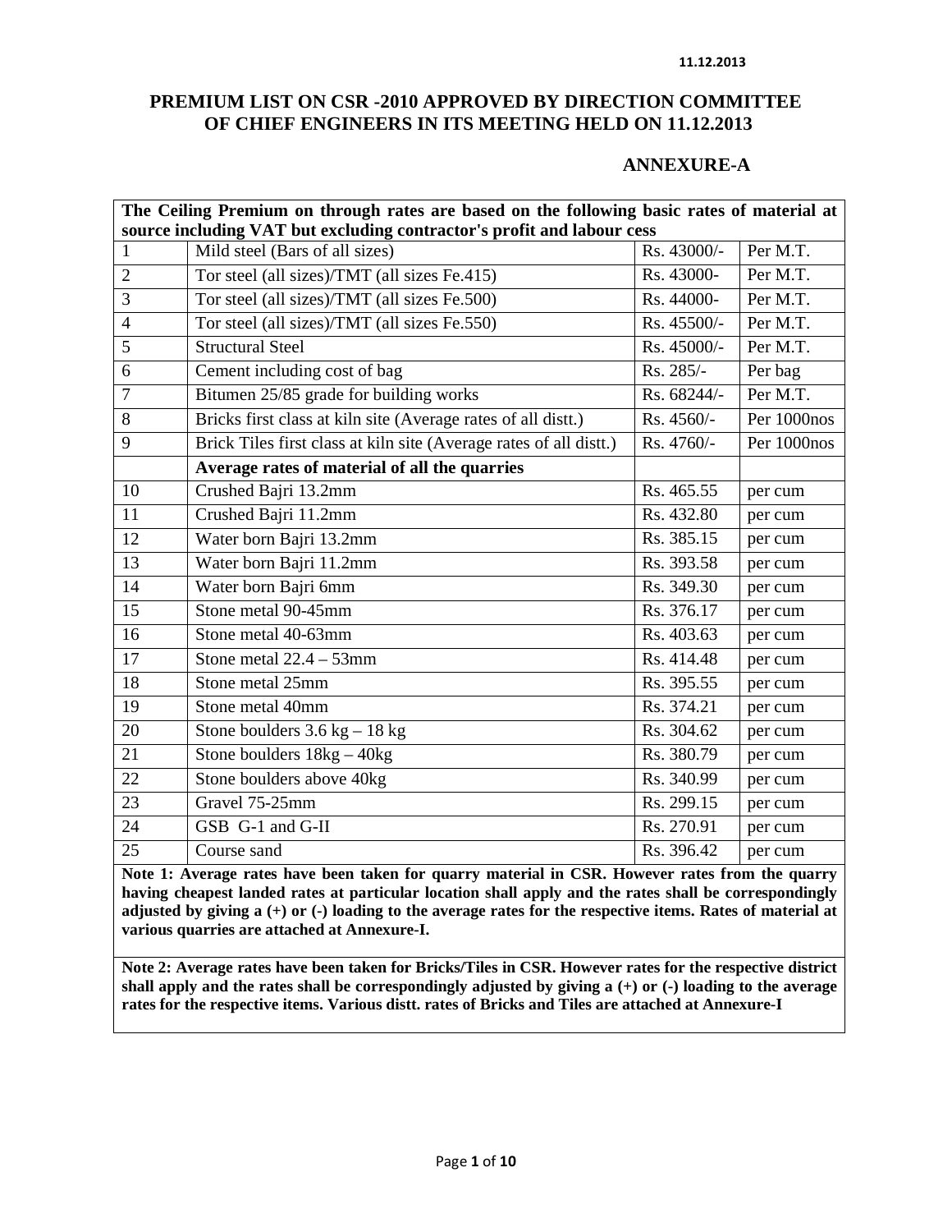11.12.2013

# PREMIUM LIST ON CSR -2010 APPROVED BY DIRECTION COMMITTEE OF CHIEF ENGINEERS IN ITS MEETING HELD ON 11.12.2013

## ANNEXURE-A

| **The Ceiling Premium on through rates are based on the following basic rates of material at source including VAT but excluding contractor's profit and labour cess** | | | |
|---|---|---|---|
| 1 | Mild steel (Bars of all sizes) | Rs. 43000/- | Per M.T. |
| 2 | Tor steel (all sizes)/TMT (all sizes Fe.415) | Rs. 43000- | Per M.T. |
| 3 | Tor steel (all sizes)/TMT (all sizes Fe.500) | Rs. 44000- | Per M.T. |
| 4 | Tor steel (all sizes)/TMT (all sizes Fe.550) | Rs. 45500/- | Per M.T. |
| 5 | Structural Steel | Rs. 45000/- | Per M.T. |
| 6 | Cement including cost of bag | Rs. 285/- | Per bag |
| 7 | Bitumen 25/85 grade for building works | Rs. 68244/- | Per M.T. |
| 8 | Bricks first class at kiln site (Average rates of all distt.) | Rs. 4560/- | Per 1000nos |
| 9 | Brick Tiles first class at kiln site (Average rates of all distt.) | Rs. 4760/- | Per 1000nos |
| | **Average rates of material of all the quarries** | | |
| 10 | Crushed Bajri 13.2mm | Rs. 465.55 | per cum |
| 11 | Crushed Bajri 11.2mm | Rs. 432.80 | per cum |
| 12 | Water born Bajri 13.2mm | Rs. 385.15 | per cum |
| 13 | Water born Bajri 11.2mm | Rs. 393.58 | per cum |
| 14 | Water born Bajri 6mm | Rs. 349.30 | per cum |
| 15 | Stone metal 90-45mm | Rs. 376.17 | per cum |
| 16 | Stone metal 40-63mm | Rs. 403.63 | per cum |
| 17 | Stone metal 22.4 – 53mm | Rs. 414.48 | per cum |
| 18 | Stone metal 25mm | Rs. 395.55 | per cum |
| 19 | Stone metal 40mm | Rs. 374.21 | per cum |
| 20 | Stone boulders 3.6 kg – 18 kg | Rs. 304.62 | per cum |
| 21 | Stone boulders 18kg – 40kg | Rs. 380.79 | per cum |
| 22 | Stone boulders above 40kg | Rs. 340.99 | per cum |
| 23 | Gravel 75-25mm | Rs. 299.15 | per cum |
| 24 | GSB G-1 and G-II | Rs. 270.91 | per cum |
| 25 | Course sand | Rs. 396.42 | per cum |

**Note 1: Average rates have been taken for quarry material in CSR. However rates from the quarry having cheapest landed rates at particular location shall apply and the rates shall be correspondingly adjusted by giving a (+) or (-) loading to the average rates for the respective items. Rates of material at various quarries are attached at Annexure-I.**

**Note 2: Average rates have been taken for Bricks/Tiles in CSR. However rates for the respective district shall apply and the rates shall be correspondingly adjusted by giving a (+) or (-) loading to the average rates for the respective items. Various distt. rates of Bricks and Tiles are attached at Annexure-I**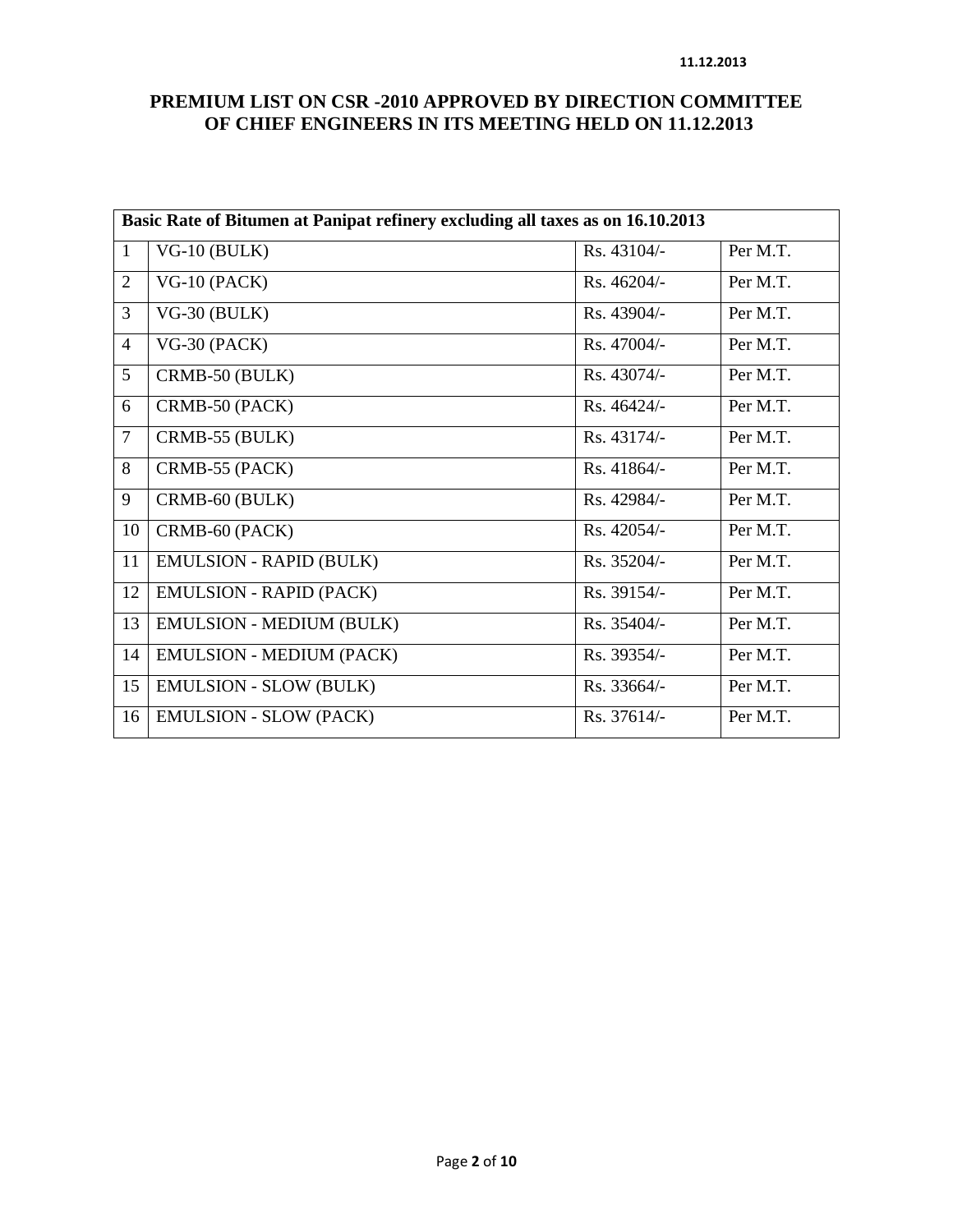11.12.2013

# PREMIUM LIST ON CSR -2010 APPROVED BY DIRECTION COMMITTEE OF CHIEF ENGINEERS IN ITS MEETING HELD ON 11.12.2013

| **Basic Rate of Bitumen at Panipat refinery excluding all taxes as on 16.10.2013** | | | |
|---|---|---|---|
| 1 | VG-10 (BULK) | Rs. 43104/- | Per M.T. |
| 2 | VG-10 (PACK) | Rs. 46204/- | Per M.T. |
| 3 | VG-30 (BULK) | Rs. 43904/- | Per M.T. |
| 4 | VG-30 (PACK) | Rs. 47004/- | Per M.T. |
| 5 | CRMB-50 (BULK) | Rs. 43074/- | Per M.T. |
| 6 | CRMB-50 (PACK) | Rs. 46424/- | Per M.T. |
| 7 | CRMB-55 (BULK) | Rs. 43174/- | Per M.T. |
| 8 | CRMB-55 (PACK) | Rs. 41864/- | Per M.T. |
| 9 | CRMB-60 (BULK) | Rs. 42984/- | Per M.T. |
| 10 | CRMB-60 (PACK) | Rs. 42054/- | Per M.T. |
| 11 | EMULSION - RAPID (BULK) | Rs. 35204/- | Per M.T. |
| 12 | EMULSION - RAPID (PACK) | Rs. 39154/- | Per M.T. |
| 13 | EMULSION - MEDIUM (BULK) | Rs. 35404/- | Per M.T. |
| 14 | EMULSION - MEDIUM (PACK) | Rs. 39354/- | Per M.T. |
| 15 | EMULSION - SLOW (BULK) | Rs. 33664/- | Per M.T. |
| 16 | EMULSION - SLOW (PACK) | Rs. 37614/- | Per M.T. |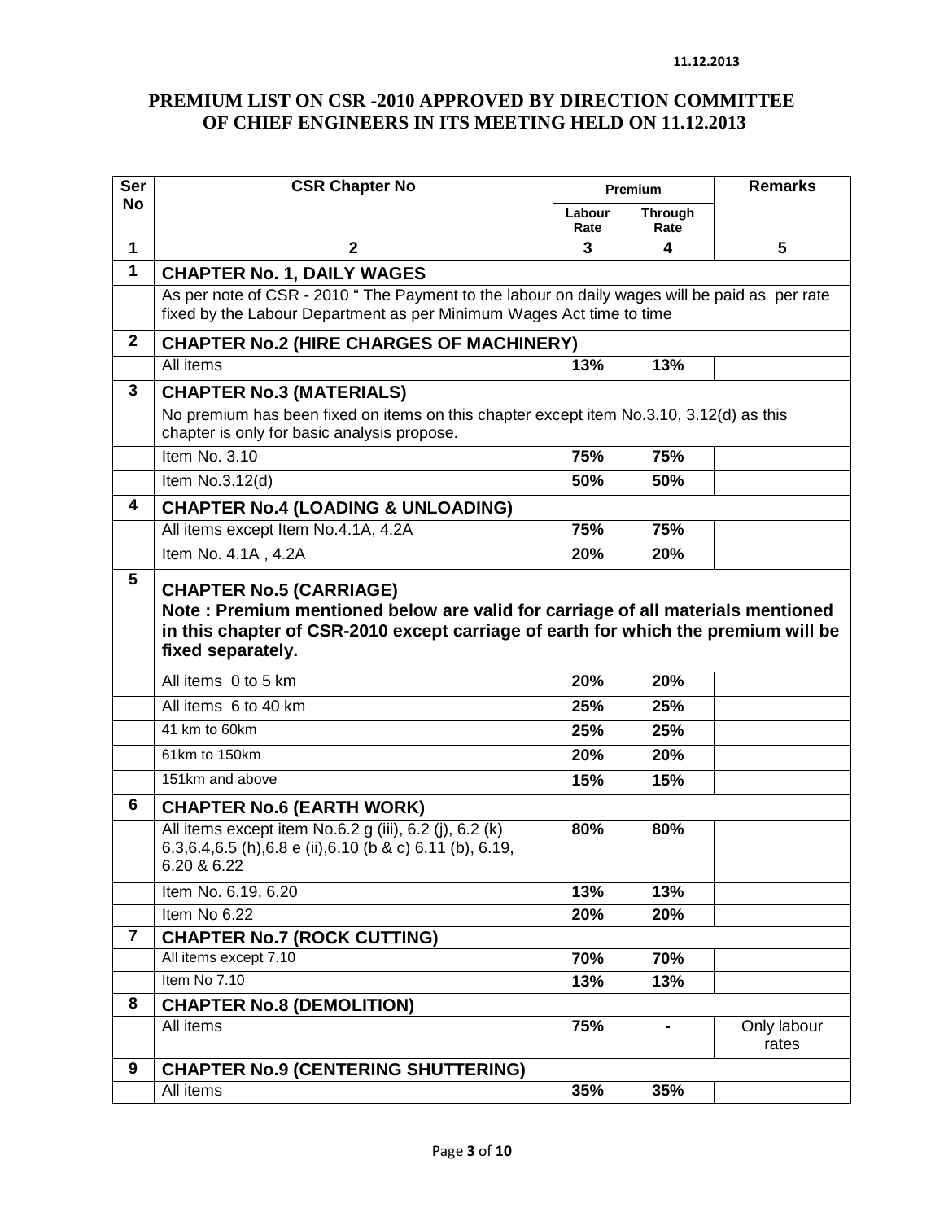11.12.2013

# PREMIUM LIST ON CSR -2010 APPROVED BY DIRECTION COMMITTEE OF CHIEF ENGINEERS IN ITS MEETING HELD ON 11.12.2013

| Ser No | CSR Chapter No | Premium | | Remarks |
|---|---|---|---|---|
| | | Labour Rate | Through Rate | |
| 1 | 2 | 3 | 4 | 5 |
| 1 | **CHAPTER No. 1, DAILY WAGES** | | | |
| | As per note of CSR - 2010 " The Payment to the labour on daily wages will be paid as per rate fixed by the Labour Department as per Minimum Wages Act time to time | | | |
| 2 | **CHAPTER No.2 (HIRE CHARGES OF MACHINERY)** | | | |
| | All items | **13%** | **13%** | |
| 3 | **CHAPTER No.3 (MATERIALS)** | | | |
| | No premium has been fixed on items on this chapter except item No.3.10, 3.12(d) as this chapter is only for basic analysis propose. | | | |
| | Item No. 3.10 | **75%** | **75%** | |
| | Item No.3.12(d) | **50%** | **50%** | |
| 4 | **CHAPTER No.4 (LOADING & UNLOADING)** | | | |
| | All items except Item No.4.1A, 4.2A | **75%** | **75%** | |
| | Item No. 4.1A , 4.2A | **20%** | **20%** | |
| 5 | **CHAPTER No.5 (CARRIAGE)** **Note : Premium mentioned below are valid for carriage of all materials mentioned in this chapter of CSR-2010 except carriage of earth for which the premium will be fixed separately.** | | | |
| | All items 0 to 5 km | **20%** | **20%** | |
| | All items 6 to 40 km | **25%** | **25%** | |
| | 41 km to 60km | **25%** | **25%** | |
| | 61km to 150km | **20%** | **20%** | |
| | 151km and above | **15%** | **15%** | |
| 6 | **CHAPTER No.6 (EARTH WORK)** | | | |
| | All items except item No.6.2 g (iii), 6.2 (j), 6.2 (k) 6.3,6.4,6.5 (h),6.8 e (ii),6.10 (b & c) 6.11 (b), 6.19, 6.20 & 6.22 | **80%** | **80%** | |
| | Item No. 6.19, 6.20 | **13%** | **13%** | |
| | Item No 6.22 | **20%** | **20%** | |
| 7 | **CHAPTER No.7 (ROCK CUTTING)** | | | |
| | All items except 7.10 | **70%** | **70%** | |
| | Item No 7.10 | **13%** | **13%** | |
| 8 | **CHAPTER No.8 (DEMOLITION)** | | | |
| | All items | **75%** | **-** | Only labour rates |
| 9 | **CHAPTER No.9 (CENTERING SHUTTERING)** | | | |
| | All items | **35%** | **35%** | |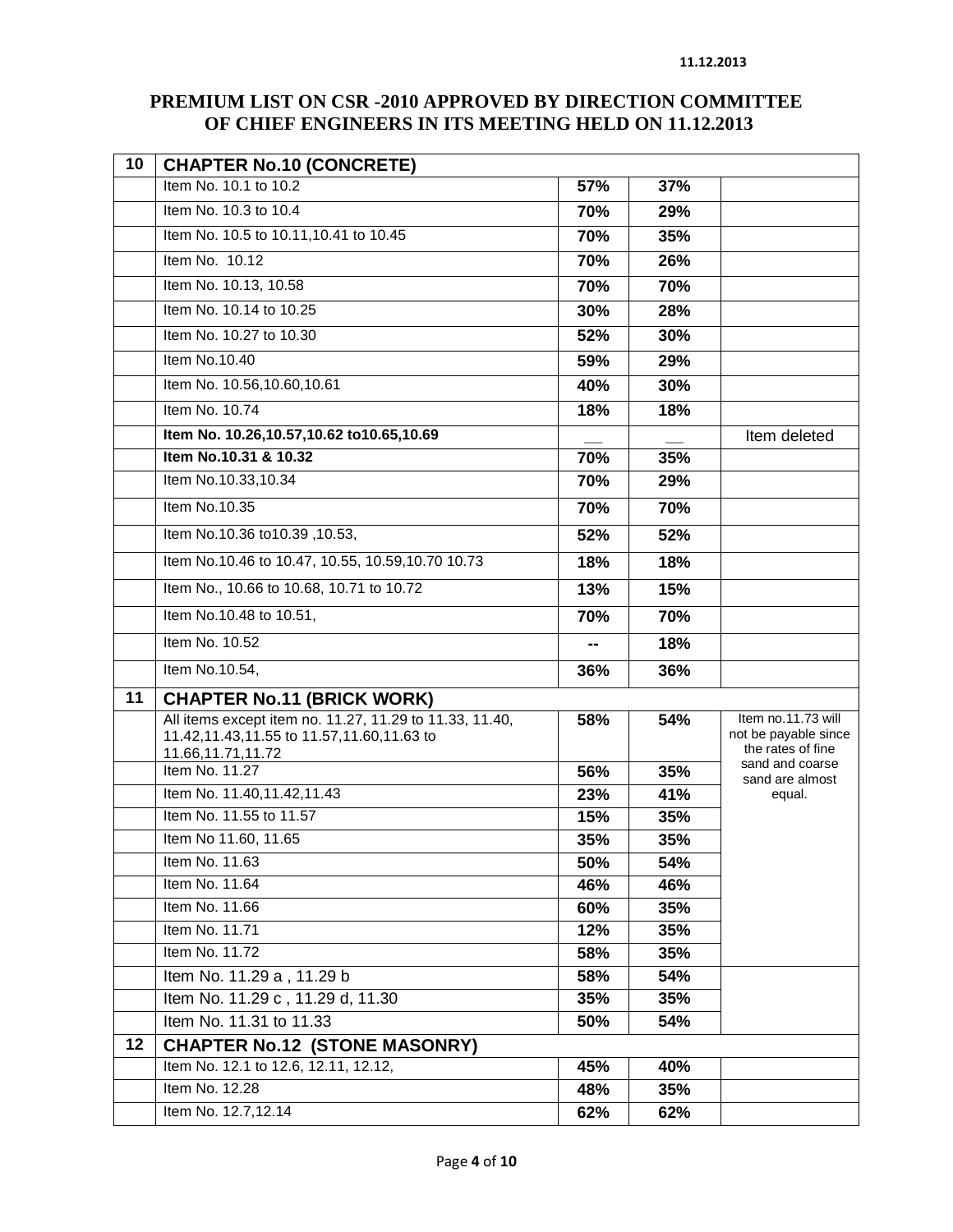11.12.2013

# PREMIUM LIST ON CSR -2010 APPROVED BY DIRECTION COMMITTEE OF CHIEF ENGINEERS IN ITS MEETING HELD ON 11.12.2013

| | | | | |
|---|---|---|---|---|
| **10** | **CHAPTER No.10 (CONCRETE)** | | | |
| | Item No. 10.1 to 10.2 | **57%** | **37%** | |
| | Item No. 10.3 to 10.4 | **70%** | **29%** | |
| | Item No. 10.5 to 10.11,10.41 to 10.45 | **70%** | **35%** | |
| | Item No. 10.12 | **70%** | **26%** | |
| | Item No. 10.13, 10.58 | **70%** | **70%** | |
| | Item No. 10.14 to 10.25 | **30%** | **28%** | |
| | Item No. 10.27 to 10.30 | **52%** | **30%** | |
| | Item No.10.40 | **59%** | **29%** | |
| | Item No. 10.56,10.60,10.61 | **40%** | **30%** | |
| | Item No. 10.74 | **18%** | **18%** | |
| | **Item No. 10.26,10.57,10.62 to10.65,10.69** | __ | __ | Item deleted |
| | **Item No.10.31 & 10.32** | **70%** | **35%** | |
| | Item No.10.33,10.34 | **70%** | **29%** | |
| | Item No.10.35 | **70%** | **70%** | |
| | Item No.10.36 to10.39 ,10.53, | **52%** | **52%** | |
| | Item No.10.46 to 10.47, 10.55, 10.59,10.70 10.73 | **18%** | **18%** | |
| | Item No., 10.66 to 10.68, 10.71 to 10.72 | **13%** | **15%** | |
| | Item No.10.48 to 10.51, | **70%** | **70%** | |
| | Item No. 10.52 | **--** | **18%** | |
| | Item No.10.54, | **36%** | **36%** | |
| **11** | **CHAPTER No.11 (BRICK WORK)** | | | |
| | All items except item no. 11.27, 11.29 to 11.33, 11.40, 11.42,11.43,11.55 to 11.57,11.60,11.63 to 11.66,11.71,11.72 | **58%** | **54%** | Item no.11.73 will not be payable since the rates of fine sand and coarse sand are almost equal. |
| | Item No. 11.27 | **56%** | **35%** | |
| | Item No. 11.40,11.42,11.43 | **23%** | **41%** | |
| | Item No. 11.55 to 11.57 | **15%** | **35%** | |
| | Item No 11.60, 11.65 | **35%** | **35%** | |
| | Item No. 11.63 | **50%** | **54%** | |
| | Item No. 11.64 | **46%** | **46%** | |
| | Item No. 11.66 | **60%** | **35%** | |
| | Item No. 11.71 | **12%** | **35%** | |
| | Item No. 11.72 | **58%** | **35%** | |
| | Item No. 11.29 a , 11.29 b | **58%** | **54%** | |
| | Item No. 11.29 c , 11.29 d, 11.30 | **35%** | **35%** | |
| | Item No. 11.31 to 11.33 | **50%** | **54%** | |
| **12** | **CHAPTER No.12 (STONE MASONRY)** | | | |
| | Item No. 12.1 to 12.6, 12.11, 12.12, | **45%** | **40%** | |
| | Item No. 12.28 | **48%** | **35%** | |
| | Item No. 12.7,12.14 | **62%** | **62%** | |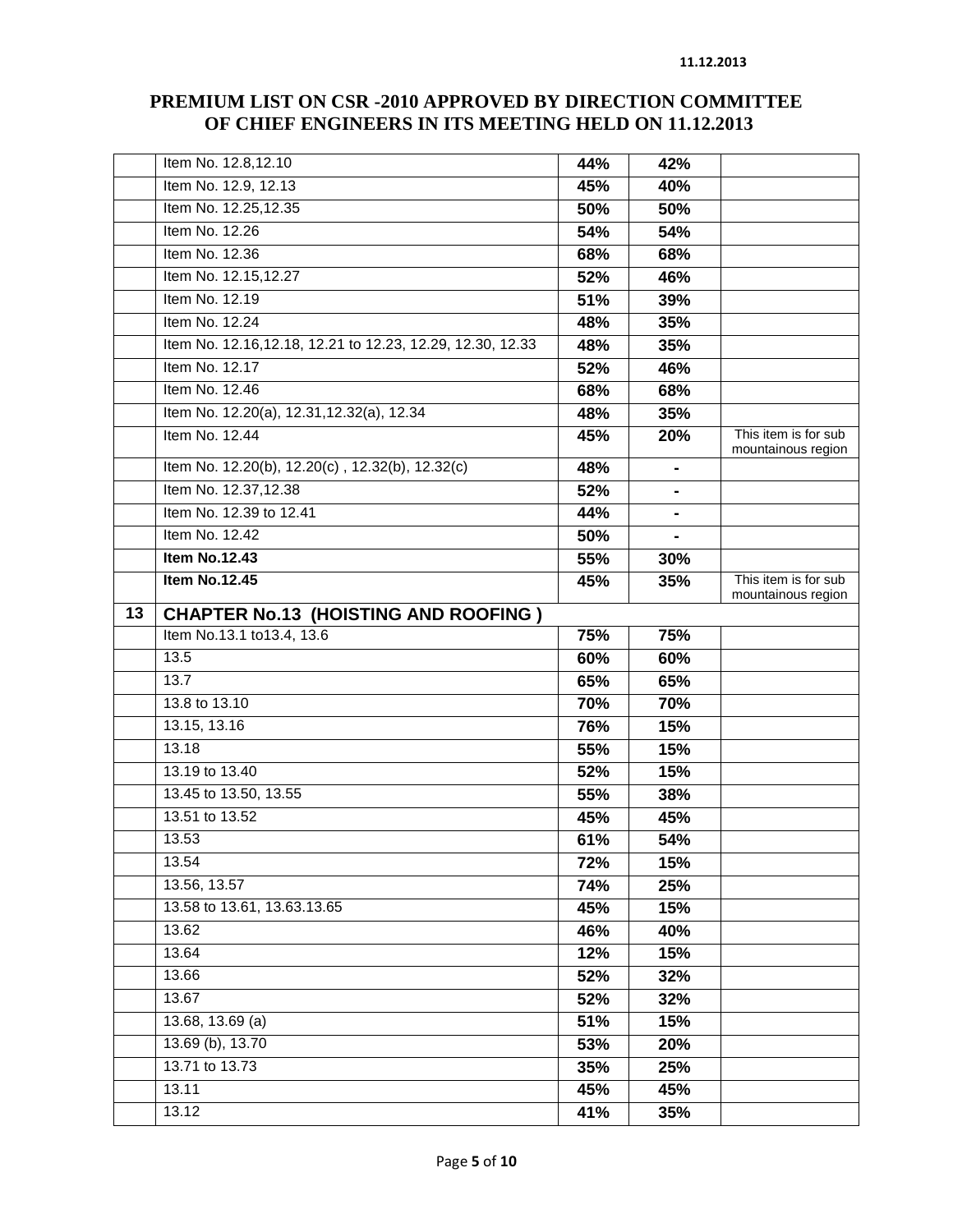11.12.2013

# PREMIUM LIST ON CSR -2010 APPROVED BY DIRECTION COMMITTEE OF CHIEF ENGINEERS IN ITS MEETING HELD ON 11.12.2013

| | | | | |
|---|---|---|---|---|
| | Item No. 12.8,12.10 | **44%** | **42%** | |
| | Item No. 12.9, 12.13 | **45%** | **40%** | |
| | Item No. 12.25,12.35 | **50%** | **50%** | |
| | Item No. 12.26 | **54%** | **54%** | |
| | Item No. 12.36 | **68%** | **68%** | |
| | Item No. 12.15,12.27 | **52%** | **46%** | |
| | Item No. 12.19 | **51%** | **39%** | |
| | Item No. 12.24 | **48%** | **35%** | |
| | Item No. 12.16,12.18, 12.21 to 12.23, 12.29, 12.30, 12.33 | **48%** | **35%** | |
| | Item No. 12.17 | **52%** | **46%** | |
| | Item No. 12.46 | **68%** | **68%** | |
| | Item No. 12.20(a), 12.31,12.32(a), 12.34 | **48%** | **35%** | |
| | Item No. 12.44 | **45%** | **20%** | This item is for sub mountainous region |
| | Item No. 12.20(b), 12.20(c) , 12.32(b), 12.32(c) | **48%** | **-** | |
| | Item No. 12.37,12.38 | **52%** | **-** | |
| | Item No. 12.39 to 12.41 | **44%** | **-** | |
| | Item No. 12.42 | **50%** | **-** | |
| | **Item No.12.43** | **55%** | **30%** | |
| | **Item No.12.45** | **45%** | **35%** | This item is for sub mountainous region |
| **13** | **CHAPTER No.13 (HOISTING AND ROOFING )** | | | |
| | Item No.13.1 to13.4, 13.6 | **75%** | **75%** | |
| | 13.5 | **60%** | **60%** | |
| | 13.7 | **65%** | **65%** | |
| | 13.8 to 13.10 | **70%** | **70%** | |
| | 13.15, 13.16 | **76%** | **15%** | |
| | 13.18 | **55%** | **15%** | |
| | 13.19 to 13.40 | **52%** | **15%** | |
| | 13.45 to 13.50, 13.55 | **55%** | **38%** | |
| | 13.51 to 13.52 | **45%** | **45%** | |
| | 13.53 | **61%** | **54%** | |
| | 13.54 | **72%** | **15%** | |
| | 13.56, 13.57 | **74%** | **25%** | |
| | 13.58 to 13.61, 13.63.13.65 | **45%** | **15%** | |
| | 13.62 | **46%** | **40%** | |
| | 13.64 | **12%** | **15%** | |
| | 13.66 | **52%** | **32%** | |
| | 13.67 | **52%** | **32%** | |
| | 13.68, 13.69 (a) | **51%** | **15%** | |
| | 13.69 (b), 13.70 | **53%** | **20%** | |
| | 13.71 to 13.73 | **35%** | **25%** | |
| | 13.11 | **45%** | **45%** | |
| | 13.12 | **41%** | **35%** | |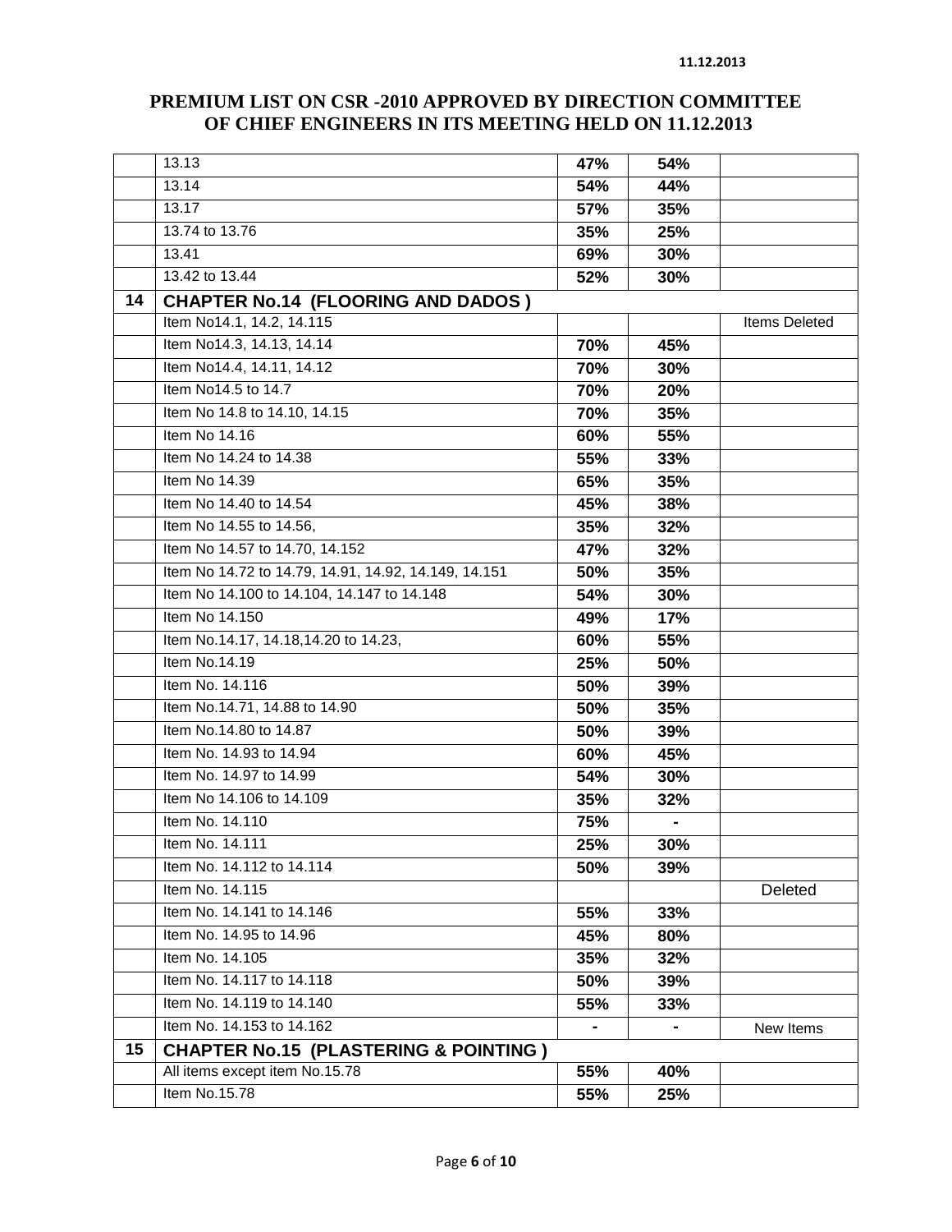11.12.2013

# PREMIUM LIST ON CSR -2010 APPROVED BY DIRECTION COMMITTEE OF CHIEF ENGINEERS IN ITS MEETING HELD ON 11.12.2013

| | | | | |
|---|---|---|---|---|
| | 13.13 | **47%** | **54%** | |
| | 13.14 | **54%** | **44%** | |
| | 13.17 | **57%** | **35%** | |
| | 13.74 to 13.76 | **35%** | **25%** | |
| | 13.41 | **69%** | **30%** | |
| | 13.42 to 13.44 | **52%** | **30%** | |
| **14** | **CHAPTER No.14 (FLOORING AND DADOS )** | | | |
| | Item No14.1, 14.2, 14.115 | | | Items Deleted |
| | Item No14.3, 14.13, 14.14 | **70%** | **45%** | |
| | Item No14.4, 14.11, 14.12 | **70%** | **30%** | |
| | Item No14.5 to 14.7 | **70%** | **20%** | |
| | Item No 14.8 to 14.10, 14.15 | **70%** | **35%** | |
| | Item No 14.16 | **60%** | **55%** | |
| | Item No 14.24 to 14.38 | **55%** | **33%** | |
| | Item No 14.39 | **65%** | **35%** | |
| | Item No 14.40 to 14.54 | **45%** | **38%** | |
| | Item No 14.55 to 14.56, | **35%** | **32%** | |
| | Item No 14.57 to 14.70, 14.152 | **47%** | **32%** | |
| | Item No 14.72 to 14.79, 14.91, 14.92, 14.149, 14.151 | **50%** | **35%** | |
| | Item No 14.100 to 14.104, 14.147 to 14.148 | **54%** | **30%** | |
| | Item No 14.150 | **49%** | **17%** | |
| | Item No.14.17, 14.18,14.20 to 14.23, | **60%** | **55%** | |
| | Item No.14.19 | **25%** | **50%** | |
| | Item No. 14.116 | **50%** | **39%** | |
| | Item No.14.71, 14.88 to 14.90 | **50%** | **35%** | |
| | Item No.14.80 to 14.87 | **50%** | **39%** | |
| | Item No. 14.93 to 14.94 | **60%** | **45%** | |
| | Item No. 14.97 to 14.99 | **54%** | **30%** | |
| | Item No 14.106 to 14.109 | **35%** | **32%** | |
| | Item No. 14.110 | **75%** | **-** | |
| | Item No. 14.111 | **25%** | **30%** | |
| | Item No. 14.112 to 14.114 | **50%** | **39%** | |
| | Item No. 14.115 | | | Deleted |
| | Item No. 14.141 to 14.146 | **55%** | **33%** | |
| | Item No. 14.95 to 14.96 | **45%** | **80%** | |
| | Item No. 14.105 | **35%** | **32%** | |
| | Item No. 14.117 to 14.118 | **50%** | **39%** | |
| | Item No. 14.119 to 14.140 | **55%** | **33%** | |
| | Item No. 14.153 to 14.162 | **-** | **-** | New Items |
| **15** | **CHAPTER No.15 (PLASTERING & POINTING )** | | | |
| | All items except item No.15.78 | **55%** | **40%** | |
| | Item No.15.78 | **55%** | **25%** | |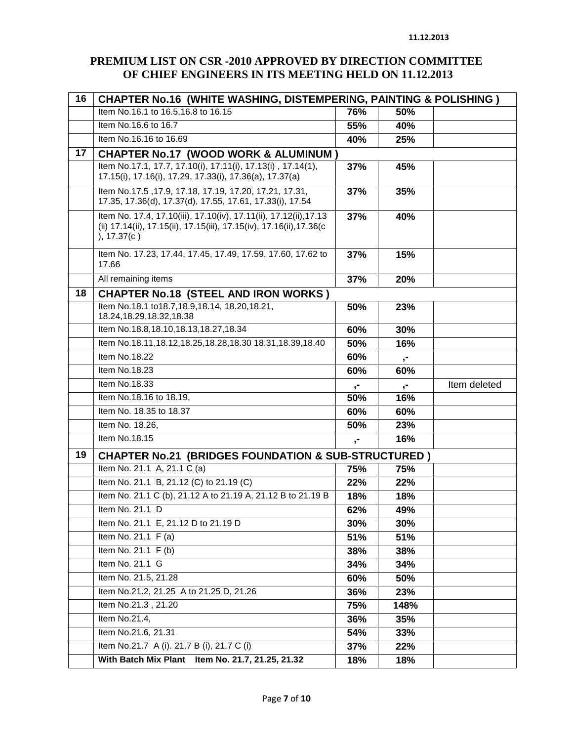11.12.2013

# PREMIUM LIST ON CSR -2010 APPROVED BY DIRECTION COMMITTEE OF CHIEF ENGINEERS IN ITS MEETING HELD ON 11.12.2013

| | | | | |
|---|---|---|---|---|
| **16** | **CHAPTER No.16 (WHITE WASHING, DISTEMPERING, PAINTING & POLISHING )** | | | |
| | Item No.16.1 to 16.5,16.8 to 16.15 | **76%** | **50%** | |
| | Item No.16.6 to 16.7 | **55%** | **40%** | |
| | Item No.16.16 to 16.69 | **40%** | **25%** | |
| **17** | **CHAPTER No.17 (WOOD WORK & ALUMINUM )** | | | |
| | Item No.17.1, 17.7, 17.10(i), 17.11(i), 17.13(i) , 17.14(1), 17.15(i), 17.16(i), 17.29, 17.33(i), 17.36(a), 17.37(a) | **37%** | **45%** | |
| | Item No.17.5 ,17.9, 17.18, 17.19, 17.20, 17.21, 17.31, 17.35, 17.36(d), 17.37(d), 17.55, 17.61, 17.33(i), 17.54 | **37%** | **35%** | |
| | Item No. 17.4, 17.10(iii), 17.10(iv), 17.11(ii), 17.12(ii),17.13 (ii) 17.14(ii), 17.15(ii), 17.15(iii), 17.15(iv), 17.16(ii),17.36(c ), 17.37(c ) | **37%** | **40%** | |
| | Item No. 17.23, 17.44, 17.45, 17.49, 17.59, 17.60, 17.62 to 17.66 | **37%** | **15%** | |
| | All remaining items | **37%** | **20%** | |
| **18** | **CHAPTER No.18 (STEEL AND IRON WORKS )** | | | |
| | Item No.18.1 to18.7,18.9,18.14, 18.20,18.21, 18.24,18.29,18.32,18.38 | **50%** | **23%** | |
| | Item No.18.8,18.10,18.13,18.27,18.34 | **60%** | **30%** | |
| | Item No.18.11,18.12,18.25,18.28,18.30 18.31,18.39,18.40 | **50%** | **16%** | |
| | Item No.18.22 | **60%** | **,-** | |
| | Item No.18.23 | **60%** | **60%** | |
| | Item No.18.33 | **,-** | **,-** | Item deleted |
| | Item No.18.16 to 18.19, | **50%** | **16%** | |
| | Item No. 18.35 to 18.37 | **60%** | **60%** | |
| | Item No. 18.26, | **50%** | **23%** | |
| | Item No.18.15 | **,-** | **16%** | |
| **19** | **CHAPTER No.21 (BRIDGES FOUNDATION & SUB-STRUCTURED )** | | | |
| | Item No. 21.1 A, 21.1 C (a) | **75%** | **75%** | |
| | Item No. 21.1 B, 21.12 (C) to 21.19 (C) | **22%** | **22%** | |
| | Item No. 21.1 C (b), 21.12 A to 21.19 A, 21.12 B to 21.19 B | **18%** | **18%** | |
| | Item No. 21.1 D | **62%** | **49%** | |
| | Item No. 21.1 E, 21.12 D to 21.19 D | **30%** | **30%** | |
| | Item No. 21.1 F (a) | **51%** | **51%** | |
| | Item No. 21.1 F (b) | **38%** | **38%** | |
| | Item No. 21.1 G | **34%** | **34%** | |
| | Item No. 21.5, 21.28 | **60%** | **50%** | |
| | Item No.21.2, 21.25 A to 21.25 D, 21.26 | **36%** | **23%** | |
| | Item No.21.3 , 21.20 | **75%** | **148%** | |
| | Item No.21.4, | **36%** | **35%** | |
| | Item No.21.6, 21.31 | **54%** | **33%** | |
| | Item No.21.7 A (i). 21.7 B (i), 21.7 C (i) | **37%** | **22%** | |
| | **With Batch Mix Plant Item No. 21.7, 21.25, 21.32** | **18%** | **18%** | |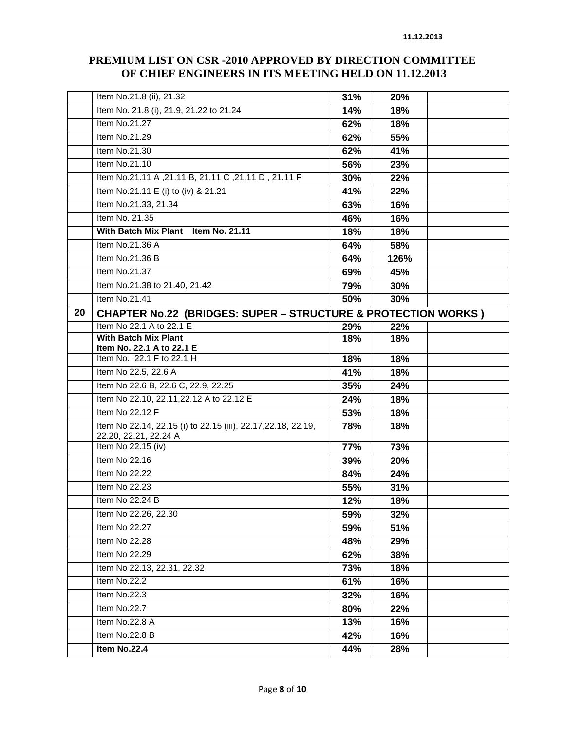# PREMIUM LIST ON CSR -2010 APPROVED BY DIRECTION COMMITTEE OF CHIEF ENGINEERS IN ITS MEETING HELD ON 11.12.2013

11.12.2013

| | | | | |
|---|---|---|---|---|
| | Item No.21.8 (ii), 21.32 | **31%** | **20%** | |
| | Item No. 21.8 (i), 21.9, 21.22 to 21.24 | **14%** | **18%** | |
| | Item No.21.27 | **62%** | **18%** | |
| | Item No.21.29 | **62%** | **55%** | |
| | Item No.21.30 | **62%** | **41%** | |
| | Item No.21.10 | **56%** | **23%** | |
| | Item No.21.11 A ,21.11 B, 21.11 C ,21.11 D , 21.11 F | **30%** | **22%** | |
| | Item No.21.11 E (i) to (iv) & 21.21 | **41%** | **22%** | |
| | Item No.21.33, 21.34 | **63%** | **16%** | |
| | Item No. 21.35 | **46%** | **16%** | |
| | **With Batch Mix Plant Item No. 21.11** | **18%** | **18%** | |
| | Item No.21.36 A | **64%** | **58%** | |
| | Item No.21.36 B | **64%** | **126%** | |
| | Item No.21.37 | **69%** | **45%** | |
| | Item No.21.38 to 21.40, 21.42 | **79%** | **30%** | |
| | Item No.21.41 | **50%** | **30%** | |
| **20** | **CHAPTER No.22 (BRIDGES: SUPER – STRUCTURE & PROTECTION WORKS )** | | | |
| | Item No 22.1 A to 22.1 E | **29%** | **22%** | |
| | **With Batch Mix Plant Item No. 22.1 A to 22.1 E** | **18%** | **18%** | |
| | Item No. 22.1 F to 22.1 H | **18%** | **18%** | |
| | Item No 22.5, 22.6 A | **41%** | **18%** | |
| | Item No 22.6 B, 22.6 C, 22.9, 22.25 | **35%** | **24%** | |
| | Item No 22.10, 22.11,22.12 A to 22.12 E | **24%** | **18%** | |
| | Item No 22.12 F | **53%** | **18%** | |
| | Item No 22.14, 22.15 (i) to 22.15 (iii), 22.17,22.18, 22.19, 22.20, 22.21, 22.24 A | **78%** | **18%** | |
| | Item No 22.15 (iv) | **77%** | **73%** | |
| | Item No 22.16 | **39%** | **20%** | |
| | Item No 22.22 | **84%** | **24%** | |
| | Item No 22.23 | **55%** | **31%** | |
| | Item No 22.24 B | **12%** | **18%** | |
| | Item No 22.26, 22.30 | **59%** | **32%** | |
| | Item No 22.27 | **59%** | **51%** | |
| | Item No 22.28 | **48%** | **29%** | |
| | Item No 22.29 | **62%** | **38%** | |
| | Item No 22.13, 22.31, 22.32 | **73%** | **18%** | |
| | Item No.22.2 | **61%** | **16%** | |
| | Item No.22.3 | **32%** | **16%** | |
| | Item No.22.7 | **80%** | **22%** | |
| | Item No.22.8 A | **13%** | **16%** | |
| | Item No.22.8 B | **42%** | **16%** | |
| | **Item No.22.4** | **44%** | **28%** | |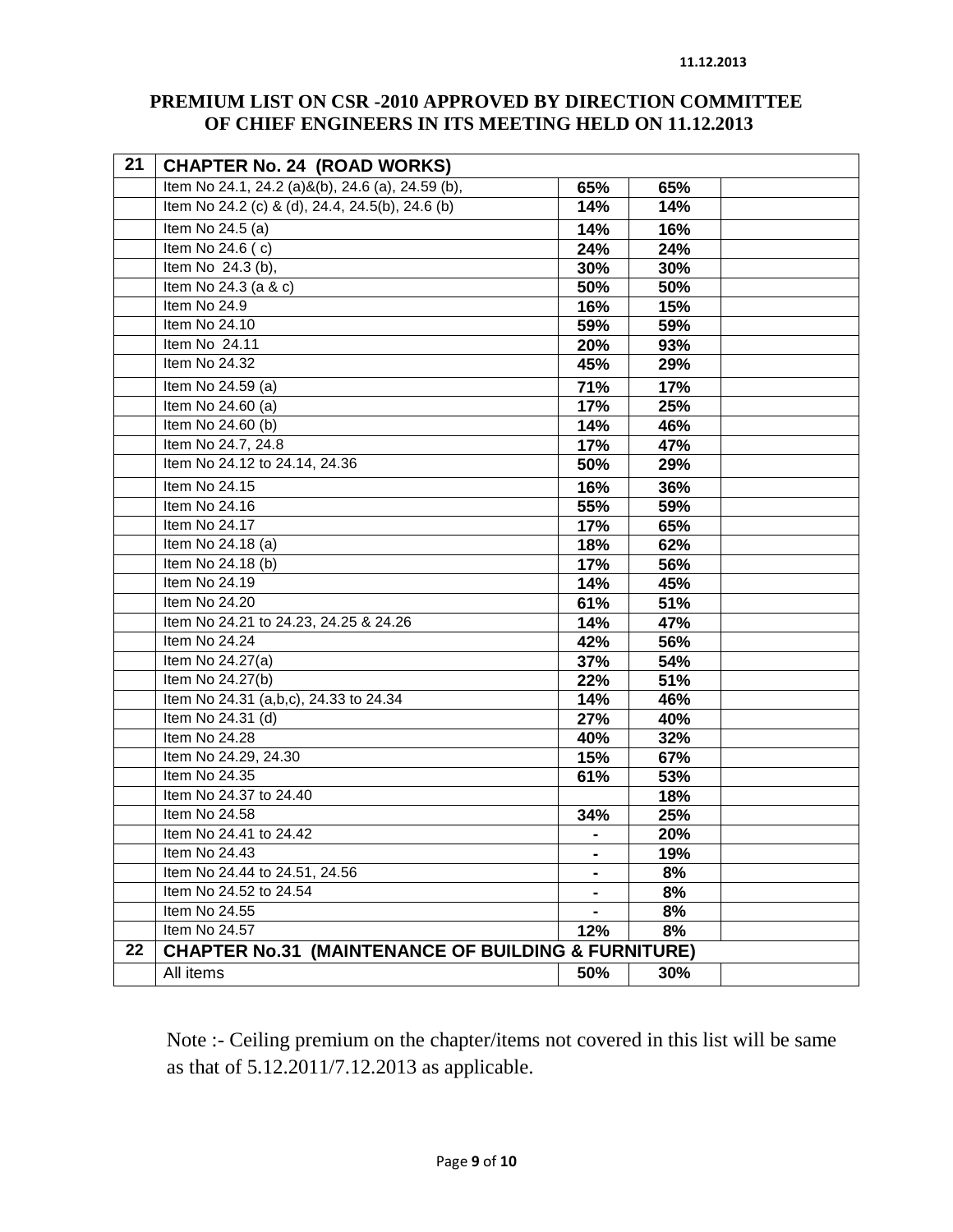11.12.2013

**PREMIUM LIST ON CSR -2010 APPROVED BY DIRECTION COMMITTEE OF CHIEF ENGINEERS IN ITS MEETING HELD ON 11.12.2013**

| | | | | |
|---|---|---|---|---|
| **21** | **CHAPTER No. 24 (ROAD WORKS)** | | | |
| | Item No 24.1, 24.2 (a)&(b), 24.6 (a), 24.59 (b), | **65%** | **65%** | |
| | Item No 24.2 (c) & (d), 24.4, 24.5(b), 24.6 (b) | **14%** | **14%** | |
| | Item No 24.5 (a) | **14%** | **16%** | |
| | Item No 24.6 ( c) | **24%** | **24%** | |
| | Item No 24.3 (b), | **30%** | **30%** | |
| | Item No 24.3 (a & c) | **50%** | **50%** | |
| | Item No 24.9 | **16%** | **15%** | |
| | Item No 24.10 | **59%** | **59%** | |
| | Item No 24.11 | **20%** | **93%** | |
| | Item No 24.32 | **45%** | **29%** | |
| | Item No 24.59 (a) | **71%** | **17%** | |
| | Item No 24.60 (a) | **17%** | **25%** | |
| | Item No 24.60 (b) | **14%** | **46%** | |
| | Item No 24.7, 24.8 | **17%** | **47%** | |
| | Item No 24.12 to 24.14, 24.36 | **50%** | **29%** | |
| | Item No 24.15 | **16%** | **36%** | |
| | Item No 24.16 | **55%** | **59%** | |
| | Item No 24.17 | **17%** | **65%** | |
| | Item No 24.18 (a) | **18%** | **62%** | |
| | Item No 24.18 (b) | **17%** | **56%** | |
| | Item No 24.19 | **14%** | **45%** | |
| | Item No 24.20 | **61%** | **51%** | |
| | Item No 24.21 to 24.23, 24.25 & 24.26 | **14%** | **47%** | |
| | Item No 24.24 | **42%** | **56%** | |
| | Item No 24.27(a) | **37%** | **54%** | |
| | Item No 24.27(b) | **22%** | **51%** | |
| | Item No 24.31 (a,b,c), 24.33 to 24.34 | **14%** | **46%** | |
| | Item No 24.31 (d) | **27%** | **40%** | |
| | Item No 24.28 | **40%** | **32%** | |
| | Item No 24.29, 24.30 | **15%** | **67%** | |
| | Item No 24.35 | **61%** | **53%** | |
| | Item No 24.37 to 24.40 | | **18%** | |
| | Item No 24.58 | **34%** | **25%** | |
| | Item No 24.41 to 24.42 | **-** | **20%** | |
| | Item No 24.43 | **-** | **19%** | |
| | Item No 24.44 to 24.51, 24.56 | **-** | **8%** | |
| | Item No 24.52 to 24.54 | **-** | **8%** | |
| | Item No 24.55 | **-** | **8%** | |
| | Item No 24.57 | **12%** | **8%** | |
| **22** | **CHAPTER No.31 (MAINTENANCE OF BUILDING & FURNITURE)** | | | |
| | All items | **50%** | **30%** | |

Note :- Ceiling premium on the chapter/items not covered in this list will be same as that of 5.12.2011/7.12.2013 as applicable.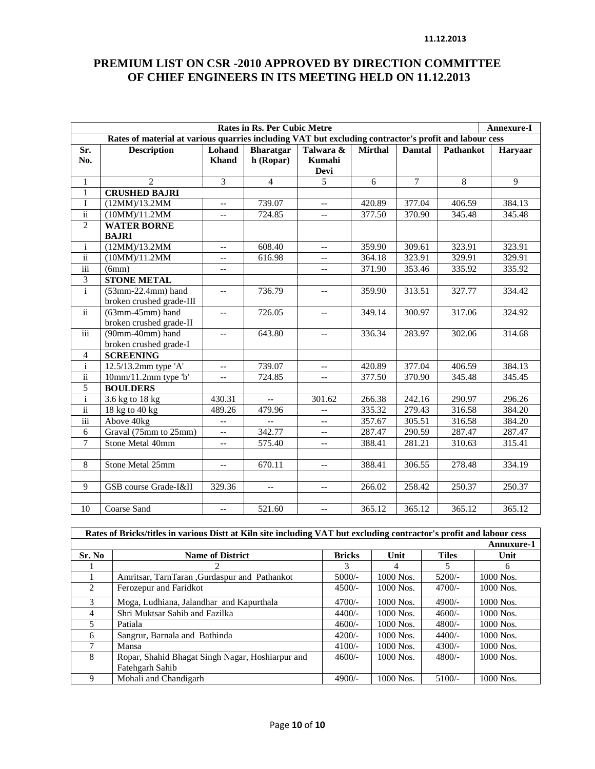11.12.2013

# PREMIUM LIST ON CSR -2010 APPROVED BY DIRECTION COMMITTEE OF CHIEF ENGINEERS IN ITS MEETING HELD ON 11.12.2013

| Rates in Rs. Per Cubic Metre | | | | | | | | Annexure-I |
|---|---|---|---|---|---|---|---|---|
| Rates of material at various quarries including VAT but excluding contractor's profit and labour cess | | | | | | | | |
| **Sr. No.** | **Description** | **Lohand Khand** | **Bharatgarh (Ropar)** | **Talwara & Kumahi Devi** | **Mirthal** | **Damtal** | **Pathankot** | **Haryaar** |
| 1 | 2 | 3 | 4 | 5 | 6 | 7 | 8 | 9 |
| 1 | **CRUSHED BAJRI** | | | | | | | |
| I | (12MM)/13.2MM | -- | 739.07 | -- | 420.89 | 377.04 | 406.59 | 384.13 |
| ii | (10MM)/11.2MM | -- | 724.85 | -- | 377.50 | 370.90 | 345.48 | 345.48 |
| 2 | **WATER BORNE BAJRI** | | | | | | | |
| i | (12MM)/13.2MM | -- | 608.40 | -- | 359.90 | 309.61 | 323.91 | 323.91 |
| ii | (10MM)/11.2MM | -- | 616.98 | -- | 364.18 | 323.91 | 329.91 | 329.91 |
| iii | (6mm) | -- | | -- | 371.90 | 353.46 | 335.92 | 335.92 |
| 3 | **STONE METAL** | | | | | | | |
| i | (53mm-22.4mm) hand broken crushed grade-III | -- | 736.79 | -- | 359.90 | 313.51 | 327.77 | 334.42 |
| ii | (63mm-45mm) hand broken crushed grade-II | -- | 726.05 | -- | 349.14 | 300.97 | 317.06 | 324.92 |
| iii | (90mm-40mm) hand broken crushed grade-I | -- | 643.80 | -- | 336.34 | 283.97 | 302.06 | 314.68 |
| 4 | **SCREENING** | | | | | | | |
| i | 12.5/13.2mm type 'A' | -- | 739.07 | -- | 420.89 | 377.04 | 406.59 | 384.13 |
| ii | 10mm/11.2mm type 'b' | -- | 724.85 | -- | 377.50 | 370.90 | 345.48 | 345.45 |
| 5 | **BOULDERS** | | | | | | | |
| i | 3.6 kg to 18 kg | 430.31 | -- | 301.62 | 266.38 | 242.16 | 290.97 | 296.26 |
| ii | 18 kg to 40 kg | 489.26 | 479.96 | -- | 335.32 | 279.43 | 316.58 | 384.20 |
| iii | Above 40kg | -- | -- | -- | 357.67 | 305.51 | 316.58 | 384.20 |
| 6 | Graval (75mm to 25mm) | -- | 342.77 | -- | 287.47 | 290.59 | 287.47 | 287.47 |
| 7 | Stone Metal 40mm | -- | 575.40 | -- | 388.41 | 281.21 | 310.63 | 315.41 |
| | | | | | | | | |
| 8 | Stone Metal 25mm | -- | 670.11 | -- | 388.41 | 306.55 | 278.48 | 334.19 |
| | | | | | | | | |
| 9 | GSB course Grade-I&II | 329.36 | -- | -- | 266.02 | 258.42 | 250.37 | 250.37 |
| | | | | | | | | |
| 10 | Coarse Sand | -- | 521.60 | -- | 365.12 | 365.12 | 365.12 | 365.12 |

| Rates of Bricks/titles in various Distt at Kiln site including VAT but excluding contractor's profit and labour cess | | | | | |
|---|---|---|---|---|---|
| | | | | | Annuxure-1 |
| **Sr. No** | **Name of District** | **Bricks** | **Unit** | **Tiles** | **Unit** |
| 1 | 2 | 3 | 4 | 5 | 6 |
| 1 | Amritsar, TarnTaran ,Gurdaspur and Pathankot | 5000/- | 1000 Nos. | 5200/- | 1000 Nos. |
| 2 | Ferozepur and Faridkot | 4500/- | 1000 Nos. | 4700/- | 1000 Nos. |
| 3 | Moga, Ludhiana, Jalandhar and Kapurthala | 4700/- | 1000 Nos. | 4900/- | 1000 Nos. |
| 4 | Shri Muktsar Sahib and Fazilka | 4400/- | 1000 Nos. | 4600/- | 1000 Nos. |
| 5 | Patiala | 4600/- | 1000 Nos. | 4800/- | 1000 Nos. |
| 6 | Sangrur, Barnala and Bathinda | 4200/- | 1000 Nos. | 4400/- | 1000 Nos. |
| 7 | Mansa | 4100/- | 1000 Nos. | 4300/- | 1000 Nos. |
| 8 | Ropar, Shahid Bhagat Singh Nagar, Hoshiarpur and Fatehgarh Sahib | 4600/- | 1000 Nos. | 4800/- | 1000 Nos. |
| 9 | Mohali and Chandigarh | 4900/- | 1000 Nos. | 5100/- | 1000 Nos. |